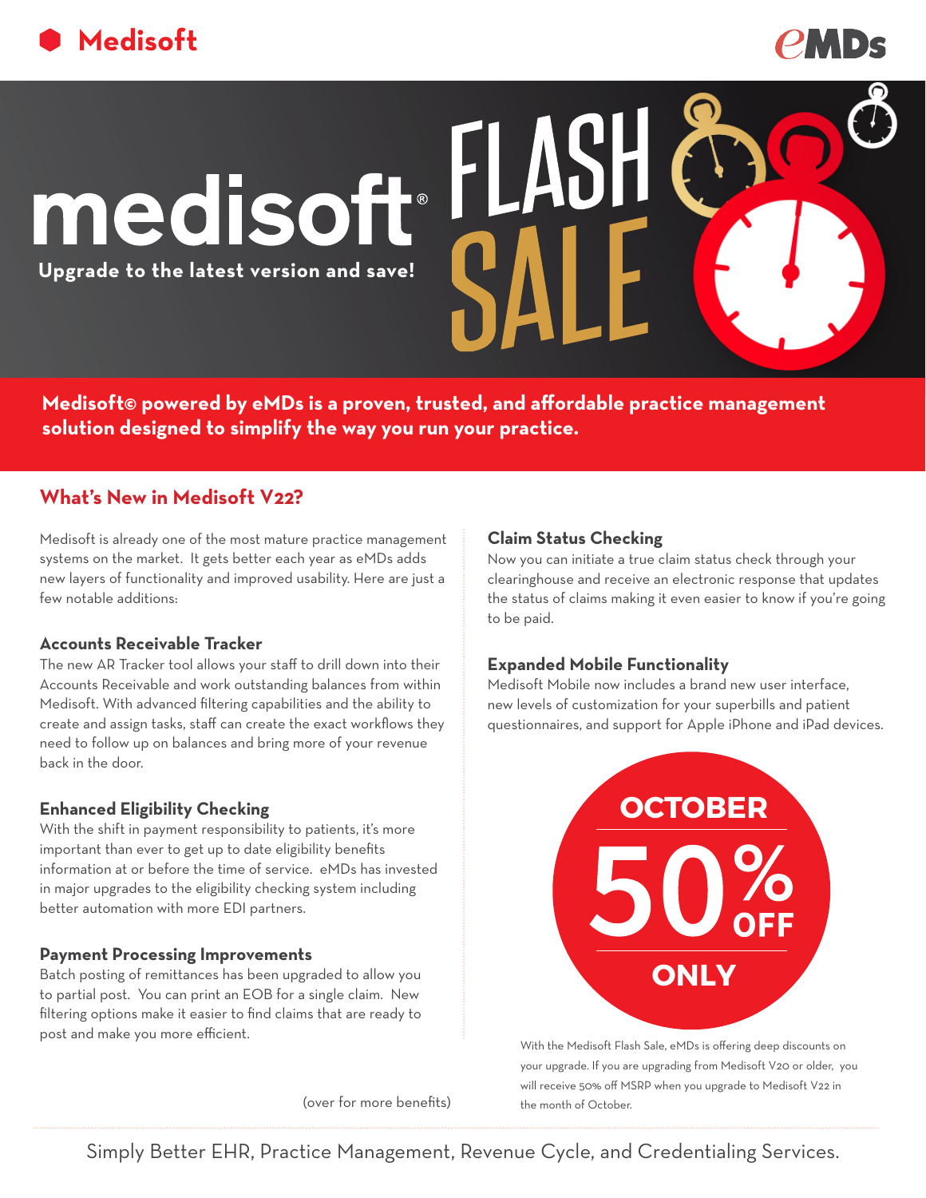Medisoft

eMDs

# medisoft® FLASH SALE

**Upgrade to the latest version and save!**

**Medisoft© powered by eMDs is a proven, trusted, and affordable practice management solution designed to simplify the way you run your practice.**

## What's New in Medisoft V22?

Medisoft is already one of the most mature practice management systems on the market. It gets better each year as eMDs adds new layers of functionality and improved usability. Here are just a few notable additions:

### Accounts Receivable Tracker

The new AR Tracker tool allows your staff to drill down into their Accounts Receivable and work outstanding balances from within Medisoft. With advanced filtering capabilities and the ability to create and assign tasks, staff can create the exact workflows they need to follow up on balances and bring more of your revenue back in the door.

### Enhanced Eligibility Checking

With the shift in payment responsibility to patients, it's more important than ever to get up to date eligibility benefits information at or before the time of service. eMDs has invested in major upgrades to the eligibility checking system including better automation with more EDI partners.

### Payment Processing Improvements

Batch posting of remittances has been upgraded to allow you to partial post. You can print an EOB for a single claim. New filtering options make it easier to find claims that are ready to post and make you more efficient.

(over for more benefits)

### Claim Status Checking

Now you can initiate a true claim status check through your clearinghouse and receive an electronic response that updates the status of claims making it even easier to know if you're going to be paid.

### Expanded Mobile Functionality

Medisoft Mobile now includes a brand new user interface, new levels of customization for your superbills and patient questionnaires, and support for Apple iPhone and iPad devices.

**OCTOBER 50% OFF ONLY**

With the Medisoft Flash Sale, eMDs is offering deep discounts on your upgrade. If you are upgrading from Medisoft V20 or older, you will receive 50% off MSRP when you upgrade to Medisoft V22 in the month of October.

Simply Better EHR, Practice Management, Revenue Cycle, and Credentialing Services.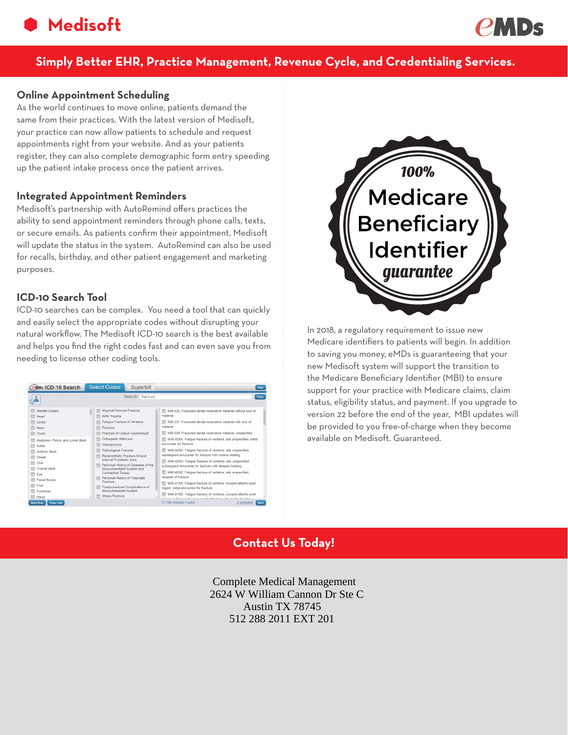# Medisoft

**Simply Better EHR, Practice Management, Revenue Cycle, and Credentialing Services.**

### Online Appointment Scheduling

As the world continues to move online, patients demand the same from their practices. With the latest version of Medisoft, your practice can now allow patients to schedule and request appointments right from your website. And as your patients register, they can also complete demographic form entry speeding up the patient intake process once the patient arrives.

### Integrated Appointment Reminders

Medisoft's partnership with AutoRemind offers practices the ability to send appointment reminders through phone calls, texts, or secure emails. As patients confirm their appointment, Medisoft will update the status in the system. AutoRemind can also be used for recalls, birthday, and other patient engagement and marketing purposes.

### ICD-10 Search Tool

ICD-10 searches can be complex. You need a tool that can quickly and easily select the appropriate codes without disrupting your natural workflow. The Medisoft ICD-10 search is the best available and helps you find the right codes fast and can even save you from needing to license other coding tools.

**100% Medicare Beneficiary Identifier guarantee**

In 2018, a regulatory requirement to issue new Medicare identifiers to patients will begin. In addition to saving you money, eMDs is guaranteeing that your new Medisoft system will support the transition to the Medicare Beneficiary Identifier (MBI) to ensure support for your practice with Medicare claims, claim status, eligibility status, and payment. If you upgrade to version 22 before the end of the year, MBI updates will be provided to you free-of-charge when they become available on Medisoft. Guaranteed.

## Contact Us Today!

Complete Medical Management
2624 W William Cannon Dr Ste C
Austin TX 78745
512 288 2011 EXT 201